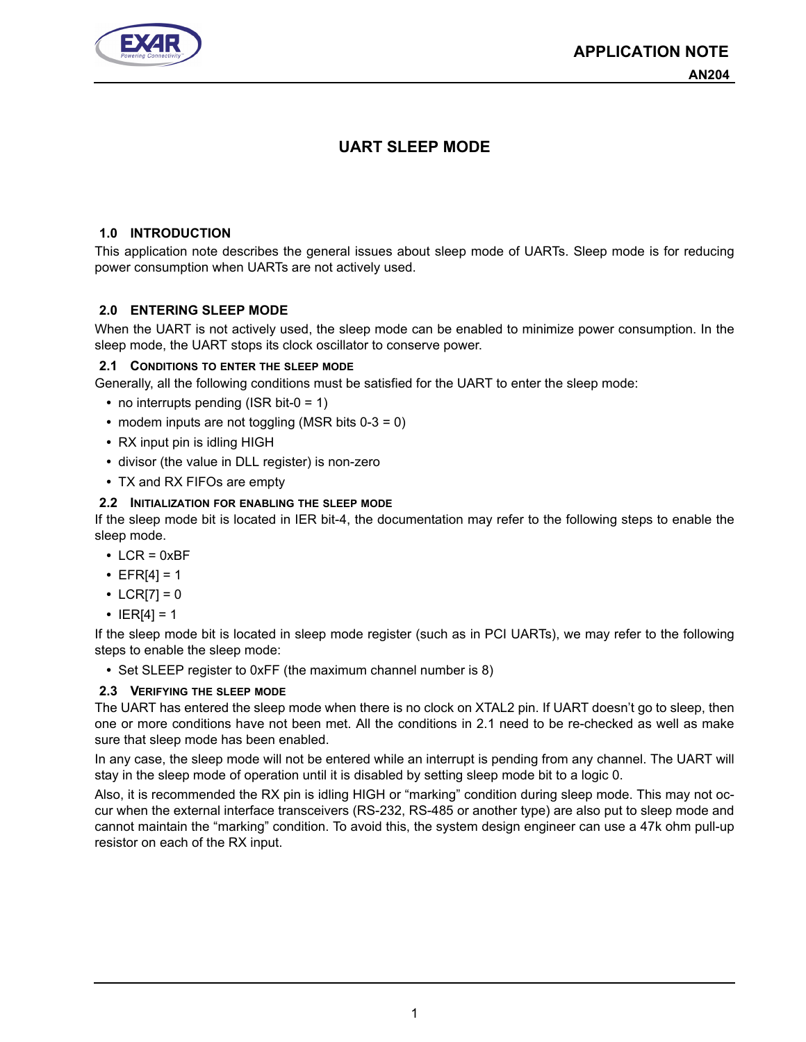# UART SLEEP MODE

## 1.0 INTRODUCTION

This application note describes the general issues about sleep mode of UARTs. Sleep mode is for reducing power consumption when UARTs are not actively used.

## 2.0 ENTERING SLEEP MODE

When the UART is not actively used, the sleep mode can be enabled to minimize power consumption. In the sleep mode, the UART stops its clock oscillator to conserve power.

### 2.1 Conditions to enter the sleep mode

Generally, all the following conditions must be satisfied for the UART to enter the sleep mode:

- no interrupts pending (ISR bit-0 = 1)
- modem inputs are not toggling (MSR bits 0-3 = 0)
- RX input pin is idling HIGH
- divisor (the value in DLL register) is non-zero
- TX and RX FIFOs are empty

### 2.2 Initialization for enabling the sleep mode

If the sleep mode bit is located in IER bit-4, the documentation may refer to the following steps to enable the sleep mode.

- LCR = 0xBF
- EFR[4] = 1
- LCR[7] = 0
- IER[4] = 1

If the sleep mode bit is located in sleep mode register (such as in PCI UARTs), we may refer to the following steps to enable the sleep mode:

- Set SLEEP register to 0xFF (the maximum channel number is 8)

### 2.3 Verifying the sleep mode

The UART has entered the sleep mode when there is no clock on XTAL2 pin. If UART doesn't go to sleep, then one or more conditions have not been met. All the conditions in 2.1 need to be re-checked as well as make sure that sleep mode has been enabled.

In any case, the sleep mode will not be entered while an interrupt is pending from any channel. The UART will stay in the sleep mode of operation until it is disabled by setting sleep mode bit to a logic 0.

Also, it is recommended the RX pin is idling HIGH or "marking" condition during sleep mode. This may not occur when the external interface transceivers (RS-232, RS-485 or another type) are also put to sleep mode and cannot maintain the "marking" condition. To avoid this, the system design engineer can use a 47k ohm pull-up resistor on each of the RX input.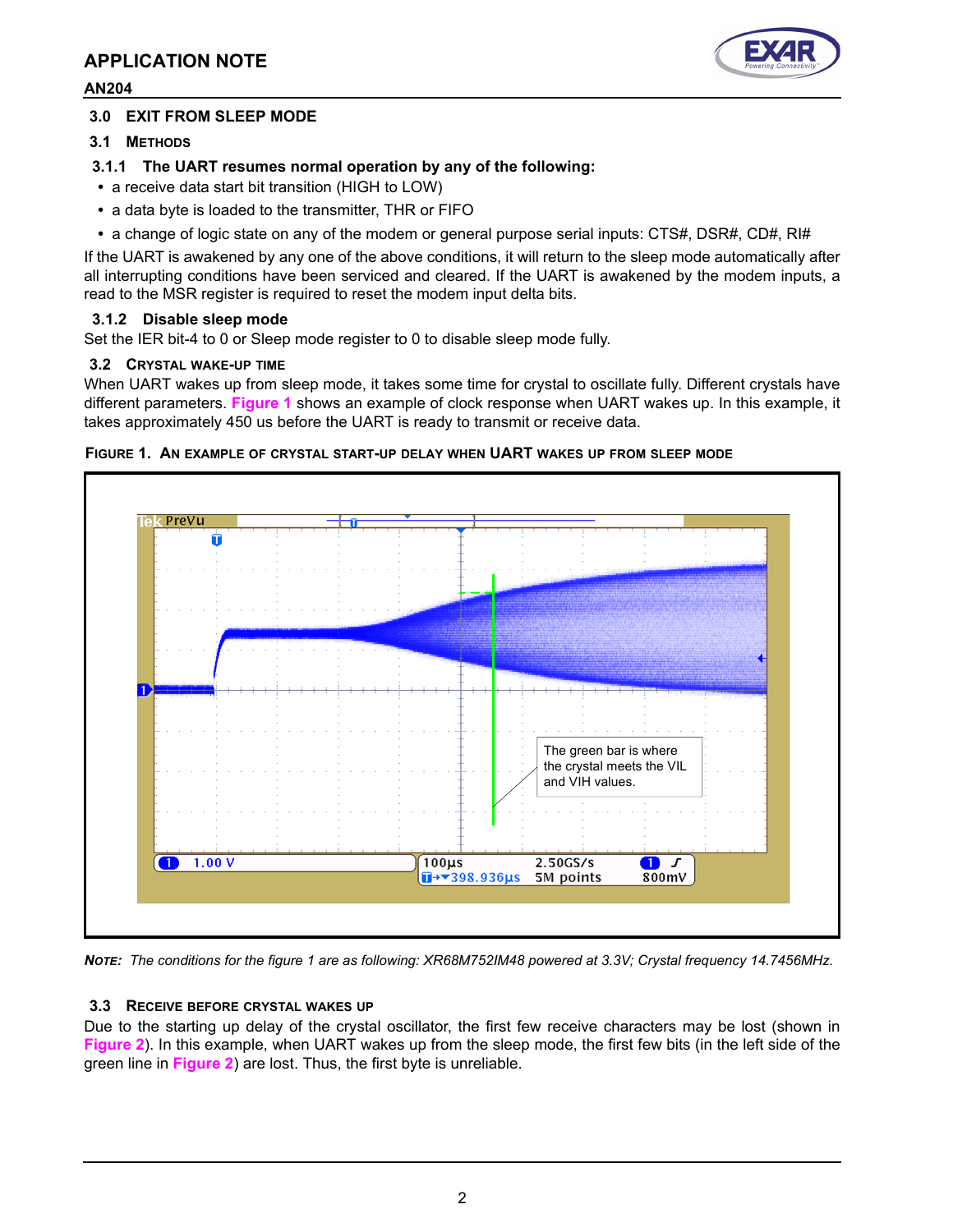## 3.0 EXIT FROM SLEEP MODE

### 3.1 METHODS

#### 3.1.1 The UART resumes normal operation by any of the following:

- a receive data start bit transition (HIGH to LOW)
- a data byte is loaded to the transmitter, THR or FIFO
- a change of logic state on any of the modem or general purpose serial inputs: CTS#, DSR#, CD#, RI#

If the UART is awakened by any one of the above conditions, it will return to the sleep mode automatically after all interrupting conditions have been serviced and cleared. If the UART is awakened by the modem inputs, a read to the MSR register is required to reset the modem input delta bits.

#### 3.1.2 Disable sleep mode

Set the IER bit-4 to 0 or Sleep mode register to 0 to disable sleep mode fully.

### 3.2 CRYSTAL WAKE-UP TIME

When UART wakes up from sleep mode, it takes some time for crystal to oscillate fully. Different crystals have different parameters. Figure 1 shows an example of clock response when UART wakes up. In this example, it takes approximately 450 us before the UART is ready to transmit or receive data.

FIGURE 1. AN EXAMPLE OF CRYSTAL START-UP DELAY WHEN UART WAKES UP FROM SLEEP MODE

***NOTE:*** *The conditions for the figure 1 are as following: XR68M752IM48 powered at 3.3V; Crystal frequency 14.7456MHz.*

### 3.3 RECEIVE BEFORE CRYSTAL WAKES UP

Due to the starting up delay of the crystal oscillator, the first few receive characters may be lost (shown in Figure 2). In this example, when UART wakes up from the sleep mode, the first few bits (in the left side of the green line in Figure 2) are lost. Thus, the first byte is unreliable.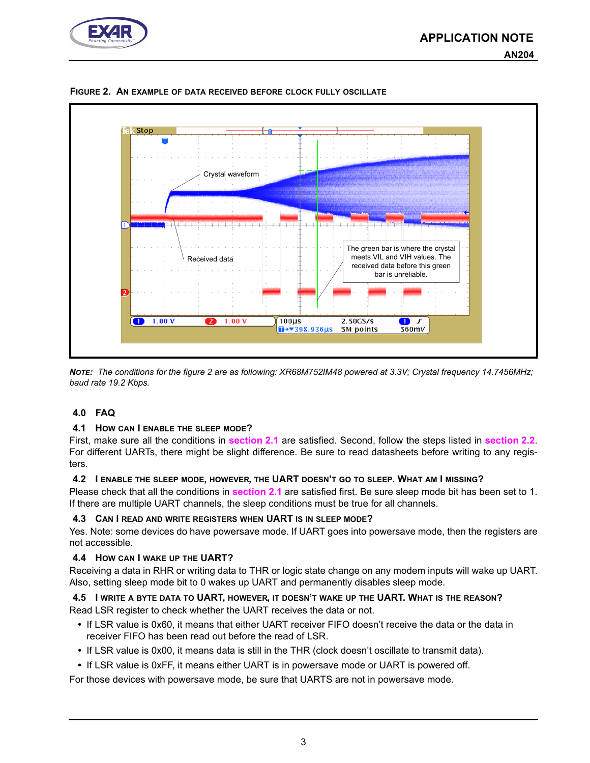**FIGURE 2. AN EXAMPLE OF DATA RECEIVED BEFORE CLOCK FULLY OSCILLATE**

*NOTE: The conditions for the figure 2 are as following: XR68M752IM48 powered at 3.3V; Crystal frequency 14.7456MHz; baud rate 19.2 Kbps.*

## 4.0 FAQ

### 4.1 HOW CAN I ENABLE THE SLEEP MODE?

First, make sure all the conditions in section 2.1 are satisfied. Second, follow the steps listed in section 2.2. For different UARTs, there might be slight difference. Be sure to read datasheets before writing to any registers.

### 4.2 I ENABLE THE SLEEP MODE, HOWEVER, THE UART DOESN'T GO TO SLEEP. WHAT AM I MISSING?

Please check that all the conditions in section 2.1 are satisfied first. Be sure sleep mode bit has been set to 1. If there are multiple UART channels, the sleep conditions must be true for all channels.

### 4.3 CAN I READ AND WRITE REGISTERS WHEN UART IS IN SLEEP MODE?

Yes. Note: some devices do have powersave mode. If UART goes into powersave mode, then the registers are not accessible.

### 4.4 HOW CAN I WAKE UP THE UART?

Receiving a data in RHR or writing data to THR or logic state change on any modem inputs will wake up UART. Also, setting sleep mode bit to 0 wakes up UART and permanently disables sleep mode.

### 4.5 I WRITE A BYTE DATA TO UART, HOWEVER, IT DOESN'T WAKE UP THE UART. WHAT IS THE REASON?

Read LSR register to check whether the UART receives the data or not.

- If LSR value is 0x60, it means that either UART receiver FIFO doesn't receive the data or the data in receiver FIFO has been read out before the read of LSR.
- If LSR value is 0x00, it means data is still in the THR (clock doesn't oscillate to transmit data).
- If LSR value is 0xFF, it means either UART is in powersave mode or UART is powered off.

For those devices with powersave mode, be sure that UARTS are not in powersave mode.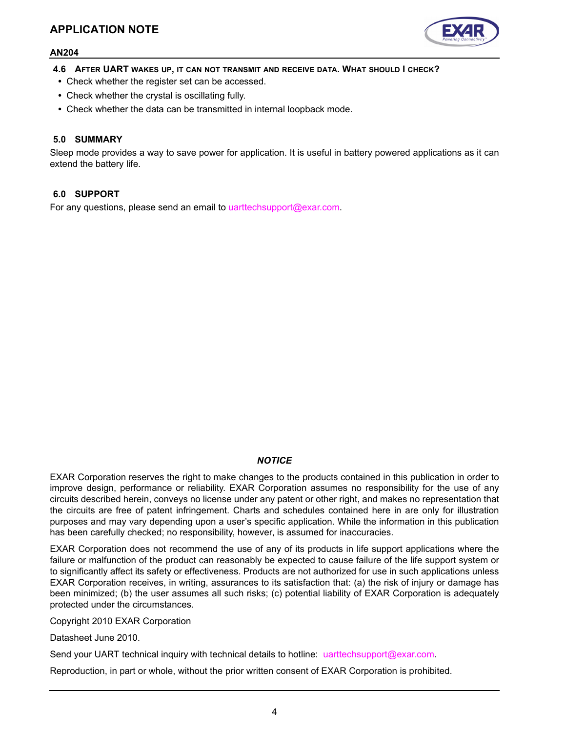### 4.6 After UART wakes up, it can not transmit and receive data. What should I check?

- Check whether the register set can be accessed.
- Check whether the crystal is oscillating fully.
- Check whether the data can be transmitted in internal loopback mode.

## 5.0 SUMMARY

Sleep mode provides a way to save power for application. It is useful in battery powered applications as it can extend the battery life.

## 6.0 SUPPORT

For any questions, please send an email to uarttechsupport@exar.com.

***NOTICE***

EXAR Corporation reserves the right to make changes to the products contained in this publication in order to improve design, performance or reliability. EXAR Corporation assumes no responsibility for the use of any circuits described herein, conveys no license under any patent or other right, and makes no representation that the circuits are free of patent infringement. Charts and schedules contained here in are only for illustration purposes and may vary depending upon a user's specific application. While the information in this publication has been carefully checked; no responsibility, however, is assumed for inaccuracies.

EXAR Corporation does not recommend the use of any of its products in life support applications where the failure or malfunction of the product can reasonably be expected to cause failure of the life support system or to significantly affect its safety or effectiveness. Products are not authorized for use in such applications unless EXAR Corporation receives, in writing, assurances to its satisfaction that: (a) the risk of injury or damage has been minimized; (b) the user assumes all such risks; (c) potential liability of EXAR Corporation is adequately protected under the circumstances.

Copyright 2010 EXAR Corporation

Datasheet June 2010.

Send your UART technical inquiry with technical details to hotline: uarttechsupport@exar.com.

Reproduction, in part or whole, without the prior written consent of EXAR Corporation is prohibited.